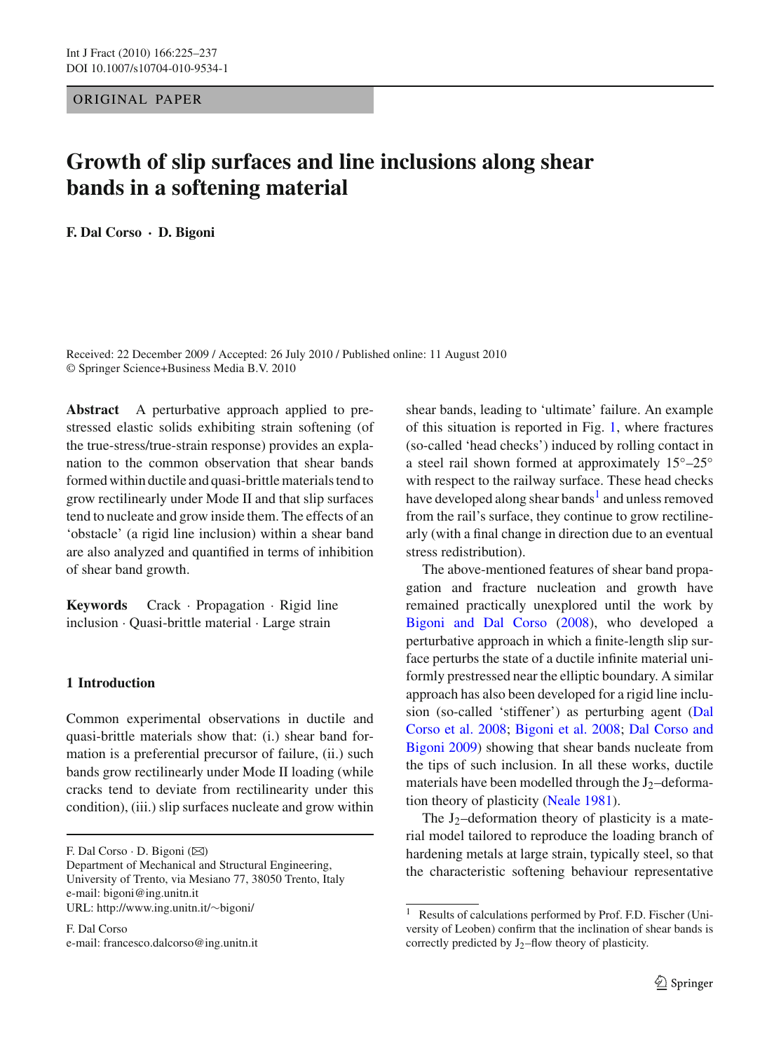ORIGINAL PAPER

# Growth of slip surfaces and line inclusions along shear bands in a softening material

**F. Dal Corso · D. Bigoni**

Received: 22 December 2009 / Accepted: 26 July 2010 / Published online: 11 August 2010
© Springer Science+Business Media B.V. 2010

**Abstract** A perturbative approach applied to prestressed elastic solids exhibiting strain softening (of the true-stress/true-strain response) provides an explanation to the common observation that shear bands formed within ductile and quasi-brittle materials tend to grow rectilinearly under Mode II and that slip surfaces tend to nucleate and grow inside them. The effects of an 'obstacle' (a rigid line inclusion) within a shear band are also analyzed and quantified in terms of inhibition of shear band growth.

**Keywords** Crack · Propagation · Rigid line inclusion · Quasi-brittle material · Large strain

F. Dal Corso · D. Bigoni (✉)
Department of Mechanical and Structural Engineering, University of Trento, via Mesiano 77, 38050 Trento, Italy
e-mail: bigoni@ing.unitn.it
URL: http://www.ing.unitn.it/~bigoni/

F. Dal Corso
e-mail: francesco.dalcorso@ing.unitn.it

## 1 Introduction

Common experimental observations in ductile and quasi-brittle materials show that: (i.) shear band formation is a preferential precursor of failure, (ii.) such bands grow rectilinearly under Mode II loading (while cracks tend to deviate from rectilinearity under this condition), (iii.) slip surfaces nucleate and grow within shear bands, leading to 'ultimate' failure. An example of this situation is reported in Fig. 1, where fractures (so-called 'head checks') induced by rolling contact in a steel rail shown formed at approximately 15°–25° with respect to the railway surface. These head checks have developed along shear bands[1] and unless removed from the rail's surface, they continue to grow rectilinearly (with a final change in direction due to an eventual stress redistribution).

The above-mentioned features of shear band propagation and fracture nucleation and growth have remained practically unexplored until the work by Bigoni and Dal Corso (2008), who developed a perturbative approach in which a finite-length slip surface perturbs the state of a ductile infinite material uniformly prestressed near the elliptic boundary. A similar approach has also been developed for a rigid line inclusion (so-called 'stiffener') as perturbing agent (Dal Corso et al. 2008; Bigoni et al. 2008; Dal Corso and Bigoni 2009) showing that shear bands nucleate from the tips of such inclusion. In all these works, ductile materials have been modelled through the $J_2$–deformation theory of plasticity (Neale 1981).

The $J_2$–deformation theory of plasticity is a material model tailored to reproduce the loading branch of hardening metals at large strain, typically steel, so that the characteristic softening behaviour representative

[1] Results of calculations performed by Prof. F.D. Fischer (University of Leoben) confirm that the inclination of shear bands is correctly predicted by $J_2$–flow theory of plasticity.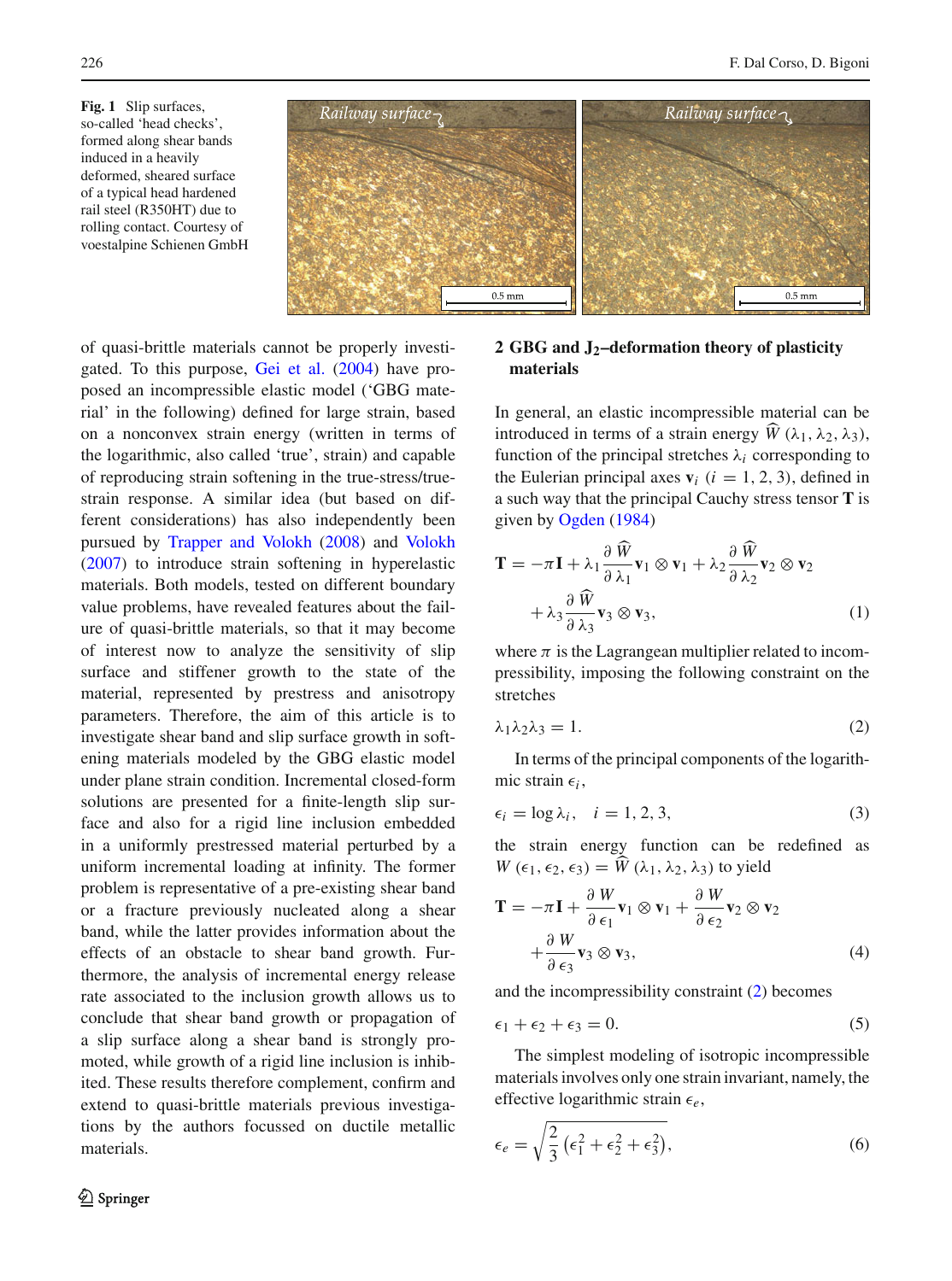**Fig. 1** Slip surfaces, so-called 'head checks', formed along shear bands induced in a heavily deformed, sheared surface of a typical head hardened rail steel (R350HT) due to rolling contact. Courtesy of voestalpine Schienen GmbH

of quasi-brittle materials cannot be properly investigated. To this purpose, Gei et al. (2004) have proposed an incompressible elastic model ('GBG material' in the following) defined for large strain, based on a nonconvex strain energy (written in terms of the logarithmic, also called 'true', strain) and capable of reproducing strain softening in the true-stress/true-strain response. A similar idea (but based on different considerations) has also independently been pursued by Trapper and Volokh (2008) and Volokh (2007) to introduce strain softening in hyperelastic materials. Both models, tested on different boundary value problems, have revealed features about the failure of quasi-brittle materials, so that it may become of interest now to analyze the sensitivity of slip surface and stiffener growth to the state of the material, represented by prestress and anisotropy parameters. Therefore, the aim of this article is to investigate shear band and slip surface growth in softening materials modeled by the GBG elastic model under plane strain condition. Incremental closed-form solutions are presented for a finite-length slip surface and also for a rigid line inclusion embedded in a uniformly prestressed material perturbed by a uniform incremental loading at infinity. The former problem is representative of a pre-existing shear band or a fracture previously nucleated along a shear band, while the latter provides information about the effects of an obstacle to shear band growth. Furthermore, the analysis of incremental energy release rate associated to the inclusion growth allows us to conclude that shear band growth or propagation of a slip surface along a shear band is strongly promoted, while growth of a rigid line inclusion is inhibited. These results therefore complement, confirm and extend to quasi-brittle materials previous investigations by the authors focussed on ductile metallic materials.

## 2 GBG and $J_2$–deformation theory of plasticity materials

In general, an elastic incompressible material can be introduced in terms of a strain energy $\widehat{W}(\lambda_1, \lambda_2, \lambda_3)$, function of the principal stretches $\lambda_i$ corresponding to the Eulerian principal axes $\mathbf{v}_i$ $(i = 1, 2, 3)$, defined in a such way that the principal Cauchy stress tensor $\mathbf{T}$ is given by Ogden (1984)

$$
\mathbf{T} = -\pi \mathbf{I} + \lambda_1 \frac{\partial \widehat{W}}{\partial \lambda_1} \mathbf{v}_1 \otimes \mathbf{v}_1 + \lambda_2 \frac{\partial \widehat{W}}{\partial \lambda_2} \mathbf{v}_2 \otimes \mathbf{v}_2 + \lambda_3 \frac{\partial \widehat{W}}{\partial \lambda_3} \mathbf{v}_3 \otimes \mathbf{v}_3, \tag{1}
$$

where $\pi$ is the Lagrangean multiplier related to incompressibility, imposing the following constraint on the stretches

$$
\lambda_1 \lambda_2 \lambda_3 = 1. \tag{2}
$$

In terms of the principal components of the logarithmic strain $\epsilon_i$,

$$
\epsilon_i = \log \lambda_i, \quad i = 1, 2, 3, \tag{3}
$$

the strain energy function can be redefined as $W(\epsilon_1, \epsilon_2, \epsilon_3) = \widehat{W}(\lambda_1, \lambda_2, \lambda_3)$ to yield

$$
\mathbf{T} = -\pi \mathbf{I} + \frac{\partial W}{\partial \epsilon_1} \mathbf{v}_1 \otimes \mathbf{v}_1 + \frac{\partial W}{\partial \epsilon_2} \mathbf{v}_2 \otimes \mathbf{v}_2 + \frac{\partial W}{\partial \epsilon_3} \mathbf{v}_3 \otimes \mathbf{v}_3, \tag{4}
$$

and the incompressibility constraint (2) becomes

$$
\epsilon_1 + \epsilon_2 + \epsilon_3 = 0. \tag{5}
$$

The simplest modeling of isotropic incompressible materials involves only one strain invariant, namely, the effective logarithmic strain $\epsilon_e$,

$$
\epsilon_e = \sqrt{\frac{2}{3} \left( \epsilon_1^2 + \epsilon_2^2 + \epsilon_3^2 \right)}, \tag{6}
$$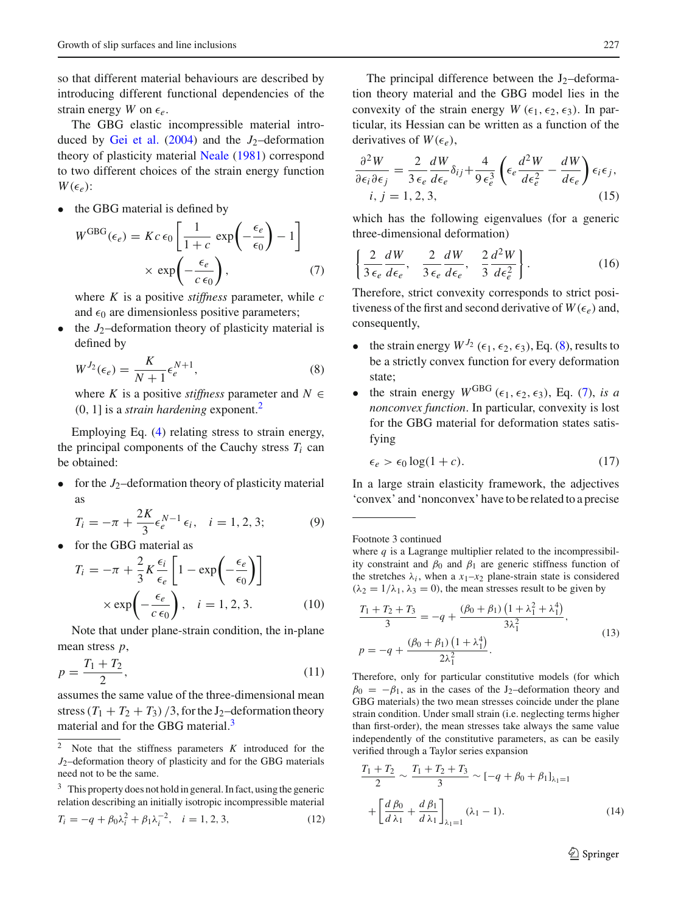so that different material behaviours are described by introducing different functional dependencies of the strain energy $W$ on $\epsilon_e$.

The GBG elastic incompressible material introduced by Gei et al. (2004) and the $J_2$–deformation theory of plasticity material Neale (1981) correspond to two different choices of the strain energy function $W(\epsilon_e)$:

- the GBG material is defined by

$$W^{\text{GBG}}(\epsilon_e) = K c\, \epsilon_0 \left[ \frac{1}{1+c} \exp\!\left( -\frac{\epsilon_e}{\epsilon_0} \right) - 1 \right] \times \exp\!\left( -\frac{\epsilon_e}{c\, \epsilon_0} \right), \tag{7}$$

  where $K$ is a positive *stiffness* parameter, while $c$ and $\epsilon_0$ are dimensionless positive parameters;

- the $J_2$–deformation theory of plasticity material is defined by

$$W^{J_2}(\epsilon_e) = \frac{K}{N+1} \epsilon_e^{N+1}, \tag{8}$$

  where $K$ is a positive *stiffness* parameter and $N \in (0, 1]$ is a *strain hardening* exponent.[2]

Employing Eq. (4) relating stress to strain energy, the principal components of the Cauchy stress $T_i$ can be obtained:

- for the $J_2$–deformation theory of plasticity material as

$$T_i = -\pi + \frac{2K}{3} \epsilon_e^{N-1} \epsilon_i, \quad i = 1, 2, 3; \tag{9}$$

- for the GBG material as

$$T_i = -\pi + \frac{2}{3} K \frac{\epsilon_i}{\epsilon_e} \left[ 1 - \exp\!\left( -\frac{\epsilon_e}{\epsilon_0} \right) \right] \times \exp\!\left( -\frac{\epsilon_e}{c\, \epsilon_0} \right), \quad i = 1, 2, 3. \tag{10}$$

Note that under plane-strain condition, the in-plane mean stress $p$,

$$p = \frac{T_1 + T_2}{2}, \tag{11}$$

assumes the same value of the three-dimensional mean stress $(T_1 + T_2 + T_3)/3$, for the J$_2$–deformation theory material and for the GBG material.[3]

The principal difference between the J$_2$–deformation theory material and the GBG model lies in the convexity of the strain energy $W(\epsilon_1, \epsilon_2, \epsilon_3)$. In particular, its Hessian can be written as a function of the derivatives of $W(\epsilon_e)$,

$$\frac{\partial^2 W}{\partial \epsilon_i \partial \epsilon_j} = \frac{2}{3\, \epsilon_e} \frac{dW}{d\epsilon_e} \delta_{ij} + \frac{4}{9\, \epsilon_e^3} \left( \epsilon_e \frac{d^2 W}{d\epsilon_e^2} - \frac{dW}{d\epsilon_e} \right) \epsilon_i \epsilon_j, \quad i, j = 1, 2, 3, \tag{15}$$

which has the following eigenvalues (for a generic three-dimensional deformation)

$$\left\{ \frac{2}{3\, \epsilon_e} \frac{dW}{d\epsilon_e}, \quad \frac{2}{3\, \epsilon_e} \frac{dW}{d\epsilon_e}, \quad \frac{2}{3} \frac{d^2 W}{d\epsilon_e^2} \right\}. \tag{16}$$

Therefore, strict convexity corresponds to strict positiveness of the first and second derivative of $W(\epsilon_e)$ and, consequently,

- the strain energy $W^{J_2}(\epsilon_1, \epsilon_2, \epsilon_3)$, Eq. (8), results to be a strictly convex function for every deformation state;
- the strain energy $W^{\text{GBG}}(\epsilon_1, \epsilon_2, \epsilon_3)$, Eq. (7), *is a nonconvex function*. In particular, convexity is lost for the GBG material for deformation states satisfying

$$\epsilon_e > \epsilon_0 \log(1 + c). \tag{17}$$

In a large strain elasticity framework, the adjectives 'convex' and 'nonconvex' have to be related to a precise

---

[2] Note that the stiffness parameters $K$ introduced for the $J_2$–deformation theory of plasticity and for the GBG materials need not to be the same.

[3] This property does not hold in general. In fact, using the generic relation describing an initially isotropic incompressible material

$$T_i = -q + \beta_0 \lambda_i^2 + \beta_1 \lambda_i^{-2}, \quad i = 1, 2, 3, \tag{12}$$

Footnote 3 continued

where $q$ is a Lagrange multiplier related to the incompressibility constraint and $\beta_0$ and $\beta_1$ are generic stiffness function of the stretches $\lambda_i$, when a $x_1$–$x_2$ plane-strain state is considered ($\lambda_2 = 1/\lambda_1$, $\lambda_3 = 0$), the mean stresses result to be given by

$$\frac{T_1 + T_2 + T_3}{3} = -q + \frac{(\beta_0 + \beta_1)\left(1 + \lambda_1^2 + \lambda_1^4\right)}{3\lambda_1^2},$$
$$p = -q + \frac{(\beta_0 + \beta_1)\left(1 + \lambda_1^4\right)}{2\lambda_1^2}. \tag{13}$$

Therefore, only for particular constitutive models (for which $\beta_0 = -\beta_1$, as in the cases of the J$_2$–deformation theory and GBG materials) the two mean stresses coincide under the plane strain condition. Under small strain (i.e. neglecting terms higher than first-order), the mean stresses take always the same value independently of the constitutive parameters, as can be easily verified through a Taylor series expansion

$$\frac{T_1 + T_2}{2} \sim \frac{T_1 + T_2 + T_3}{3} \sim [-q + \beta_0 + \beta_1]_{\lambda_1 = 1} + \left[ \frac{d\,\beta_0}{d\,\lambda_1} + \frac{d\,\beta_1}{d\,\lambda_1} \right]_{\lambda_1 = 1} (\lambda_1 - 1). \tag{14}$$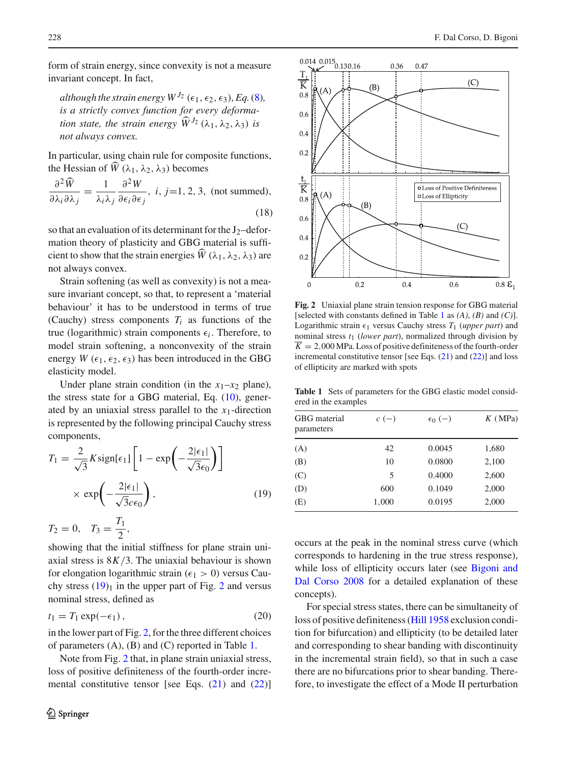form of strain energy, since convexity is not a measure invariant concept. In fact,

> *although the strain energy $W^{J_2}(\epsilon_1, \epsilon_2, \epsilon_3)$, Eq. (8), is a strictly convex function for every deformation state, the strain energy $\widehat{W}^{J_2}(\lambda_1, \lambda_2, \lambda_3)$ is not always convex.*

In particular, using chain rule for composite functions, the Hessian of $\widehat{W}(\lambda_1, \lambda_2, \lambda_3)$ becomes

$$\frac{\partial^2 \widehat{W}}{\partial \lambda_i \partial \lambda_j} = \frac{1}{\lambda_i \lambda_j} \frac{\partial^2 W}{\partial \epsilon_i \partial \epsilon_j}, \quad i, j = 1, 2, 3, \text{ (not summed)}, \tag{18}$$

so that an evaluation of its determinant for the $J_2$–deformation theory of plasticity and GBG material is sufficient to show that the strain energies $\widehat{W}(\lambda_1, \lambda_2, \lambda_3)$ are not always convex.

Strain softening (as well as convexity) is not a measure invariant concept, so that, to represent a 'material behaviour' it has to be understood in terms of true (Cauchy) stress components $T_i$ as functions of the true (logarithmic) strain components $\epsilon_i$. Therefore, to model strain softening, a nonconvexity of the strain energy $W(\epsilon_1, \epsilon_2, \epsilon_3)$ has been introduced in the GBG elasticity model.

Under plane strain condition (in the $x_1$–$x_2$ plane), the stress state for a GBG material, Eq. (10), generated by an uniaxial stress parallel to the $x_1$-direction is represented by the following principal Cauchy stress components,

$$T_1 = \frac{2}{\sqrt{3}} K \operatorname{sign}[\epsilon_1] \left[1 - \exp\left(-\frac{2|\epsilon_1|}{\sqrt{3}\epsilon_0}\right)\right] \times \exp\left(-\frac{2|\epsilon_1|}{\sqrt{3}c\epsilon_0}\right), \tag{19}$$

$$T_2 = 0, \quad T_3 = \frac{T_1}{2},$$

showing that the initial stiffness for plane strain uniaxial stress is $8K/3$. The uniaxial behaviour is shown for elongation logarithmic strain ($\epsilon_1 > 0$) versus Cauchy stress $(19)_1$ in the upper part of Fig. 2 and versus nominal stress, defined as

$$t_1 = T_1 \exp(-\epsilon_1), \tag{20}$$

in the lower part of Fig. 2, for the three different choices of parameters (A), (B) and (C) reported in Table 1.

Note from Fig. 2 that, in plane strain uniaxial stress, loss of positive definiteness of the fourth-order incremental constitutive tensor [see Eqs. (21) and (22)] occurs at the peak in the nominal stress curve (which corresponds to hardening in the true stress response), while loss of ellipticity occurs later (see Bigoni and Dal Corso 2008 for a detailed explanation of these concepts).

For special stress states, there can be simultaneity of loss of positive definiteness (Hill 1958 exclusion condition for bifurcation) and ellipticity (to be detailed later and corresponding to shear banding with discontinuity in the incremental strain field), so that in such a case there are no bifurcations prior to shear banding. Therefore, to investigate the effect of a Mode II perturbation

**Fig. 2** Uniaxial plane strain tension response for GBG material [selected with constants defined in Table 1 as *(A)*, *(B)* and *(C)*]. Logarithmic strain $\epsilon_1$ versus Cauchy stress $T_1$ (*upper part*) and nominal stress $t_1$ (*lower part*), normalized through division by $\overline{K} = 2{,}000$ MPa. Loss of positive definiteness of the fourth-order incremental constitutive tensor [see Eqs. (21) and (22)] and loss of ellipticity are marked with spots

**Table 1** Sets of parameters for the GBG elastic model considered in the examples

| GBG material parameters | $c$ (−) | $\epsilon_0$ (−) | $K$ (MPa) |
|---|---|---|---|
| (A) | 42 | 0.0045 | 1,680 |
| (B) | 10 | 0.0800 | 2,100 |
| (C) | 5 | 0.4000 | 2,600 |
| (D) | 600 | 0.1049 | 2,000 |
| (E) | 1,000 | 0.0195 | 2,000 |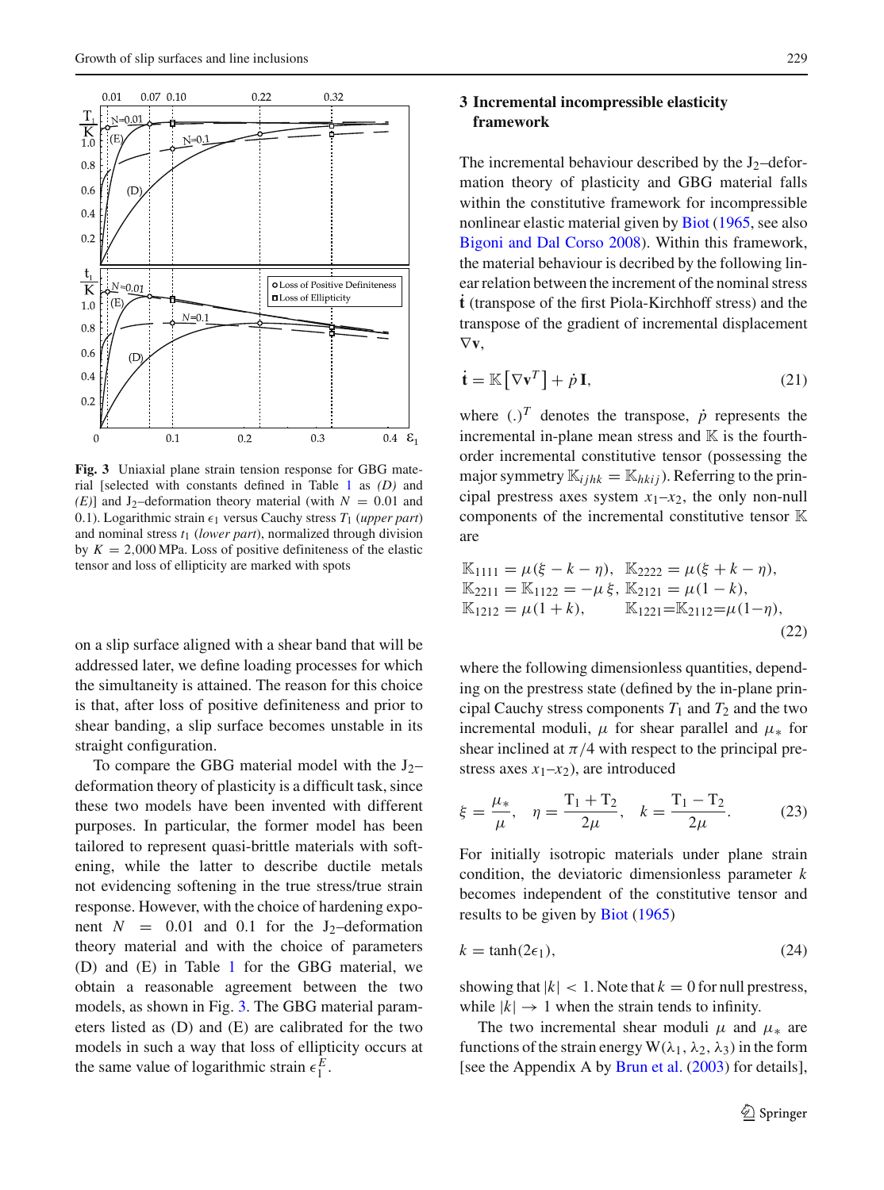**Fig. 3** Uniaxial plane strain tension response for GBG material [selected with constants defined in Table 1 as *(D)* and *(E)*] and $J_2$–deformation theory material (with $N = 0.01$ and 0.1). Logarithmic strain $\epsilon_1$ versus Cauchy stress $T_1$ (*upper part*) and nominal stress $t_1$ (*lower part*), normalized through division by $K = 2{,}000$ MPa. Loss of positive definiteness of the elastic tensor and loss of ellipticity are marked with spots

on a slip surface aligned with a shear band that will be addressed later, we define loading processes for which the simultaneity is attained. The reason for this choice is that, after loss of positive definiteness and prior to shear banding, a slip surface becomes unstable in its straight configuration.

To compare the GBG material model with the $J_2$–deformation theory of plasticity is a difficult task, since these two models have been invented with different purposes. In particular, the former model has been tailored to represent quasi-brittle materials with softening, while the latter to describe ductile metals not evidencing softening in the true stress/true strain response. However, with the choice of hardening exponent $N = 0.01$ and 0.1 for the $J_2$–deformation theory material and with the choice of parameters (D) and (E) in Table 1 for the GBG material, we obtain a reasonable agreement between the two models, as shown in Fig. 3. The GBG material parameters listed as (D) and (E) are calibrated for the two models in such a way that loss of ellipticity occurs at the same value of logarithmic strain $\epsilon_1^E$.

## 3 Incremental incompressible elasticity framework

The incremental behaviour described by the $J_2$–deformation theory of plasticity and GBG material falls within the constitutive framework for incompressible nonlinear elastic material given by Biot (1965, see also Bigoni and Dal Corso 2008). Within this framework, the material behaviour is decribed by the following linear relation between the increment of the nominal stress $\dot{\mathbf{t}}$ (transpose of the first Piola-Kirchhoff stress) and the transpose of the gradient of incremental displacement $\nabla \mathbf{v}$,

$$\dot{\mathbf{t}} = \mathbb{K}\left[\nabla \mathbf{v}^T\right] + \dot{p}\,\mathbf{I}, \tag{21}$$

where $(.)^T$ denotes the transpose, $\dot{p}$ represents the incremental in-plane mean stress and $\mathbb{K}$ is the fourth-order incremental constitutive tensor (possessing the major symmetry $\mathbb{K}_{ijhk} = \mathbb{K}_{hkij}$). Referring to the principal prestress axes system $x_1$–$x_2$, the only non-null components of the incremental constitutive tensor $\mathbb{K}$ are

$$\begin{aligned}
&\mathbb{K}_{1111} = \mu(\xi - k - \eta), \quad \mathbb{K}_{2222} = \mu(\xi + k - \eta),\\
&\mathbb{K}_{2211} = \mathbb{K}_{1122} = -\mu\,\xi, \quad \mathbb{K}_{2121} = \mu(1 - k),\\
&\mathbb{K}_{1212} = \mu(1 + k), \qquad \mathbb{K}_{1221} = \mathbb{K}_{2112} = \mu(1 - \eta),
\end{aligned} \tag{22}$$

where the following dimensionless quantities, depending on the prestress state (defined by the in-plane principal Cauchy stress components $T_1$ and $T_2$ and the two incremental moduli, $\mu$ for shear parallel and $\mu_*$ for shear inclined at $\pi/4$ with respect to the principal prestress axes $x_1$–$x_2$), are introduced

$$\xi = \frac{\mu_*}{\mu}, \quad \eta = \frac{T_1 + T_2}{2\mu}, \quad k = \frac{T_1 - T_2}{2\mu}. \tag{23}$$

For initially isotropic materials under plane strain condition, the deviatoric dimensionless parameter $k$ becomes independent of the constitutive tensor and results to be given by Biot (1965)

$$k = \tanh(2\epsilon_1), \tag{24}$$

showing that $|k| < 1$. Note that $k = 0$ for null prestress, while $|k| \to 1$ when the strain tends to infinity.

The two incremental shear moduli $\mu$ and $\mu_*$ are functions of the strain energy $W(\lambda_1, \lambda_2, \lambda_3)$ in the form [see the Appendix A by Brun et al. (2003) for details],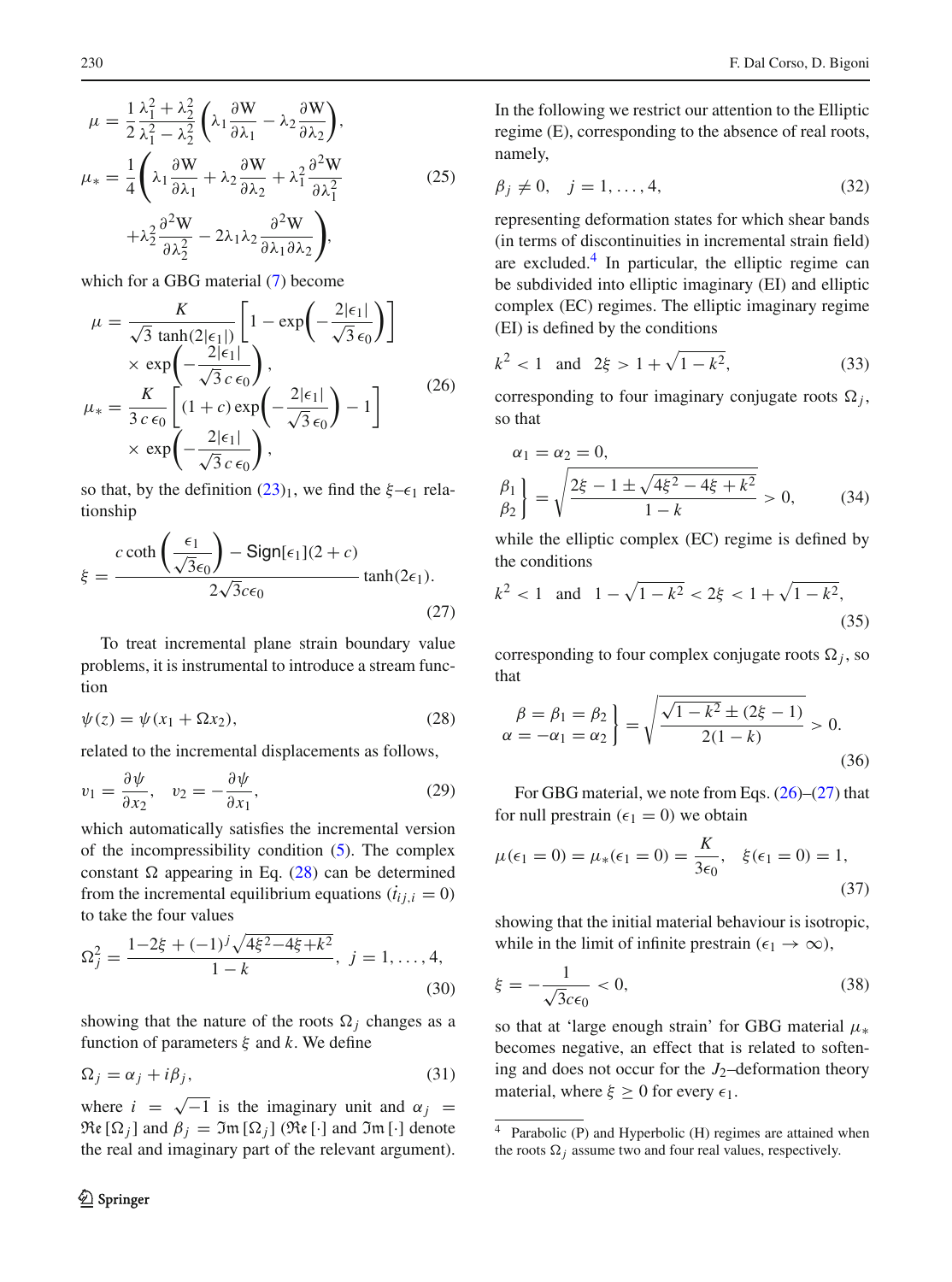$$
\begin{aligned}
\mu &= \frac{1}{2}\frac{\lambda_1^2+\lambda_2^2}{\lambda_1^2-\lambda_2^2}\left(\lambda_1\frac{\partial \mathrm{W}}{\partial \lambda_1}-\lambda_2\frac{\partial \mathrm{W}}{\partial \lambda_2}\right),\\
\mu_* &= \frac{1}{4}\Bigg(\lambda_1\frac{\partial \mathrm{W}}{\partial \lambda_1}+\lambda_2\frac{\partial \mathrm{W}}{\partial \lambda_2}+\lambda_1^2\frac{\partial^2 \mathrm{W}}{\partial \lambda_1^2}\\
&\quad +\lambda_2^2\frac{\partial^2 \mathrm{W}}{\partial \lambda_2^2}-2\lambda_1\lambda_2\frac{\partial^2 \mathrm{W}}{\partial \lambda_1\partial \lambda_2}\Bigg),
\end{aligned}
\tag{25}
$$

which for a GBG material (7) become

$$
\begin{aligned}
\mu &= \frac{K}{\sqrt{3}\,\tanh(2|\epsilon_1|)}\left[1-\exp\left(-\frac{2|\epsilon_1|}{\sqrt{3}\,\epsilon_0}\right)\right]\\
&\quad\times \exp\left(-\frac{2|\epsilon_1|}{\sqrt{3}\,c\,\epsilon_0}\right),\\
\mu_* &= \frac{K}{3\,c\,\epsilon_0}\left[(1+c)\exp\left(-\frac{2|\epsilon_1|}{\sqrt{3}\,\epsilon_0}\right)-1\right]\\
&\quad\times \exp\left(-\frac{2|\epsilon_1|}{\sqrt{3}\,c\,\epsilon_0}\right),
\end{aligned}
\tag{26}
$$

so that, by the definition (23)$_1$, we find the $\xi$–$\epsilon_1$ relationship

$$
\xi = \frac{c\coth\left(\dfrac{\epsilon_1}{\sqrt{3}\epsilon_0}\right)-\mathsf{Sign}[\epsilon_1](2+c)}{2\sqrt{3}c\epsilon_0}\tanh(2\epsilon_1).
\tag{27}
$$

To treat incremental plane strain boundary value problems, it is instrumental to introduce a stream function

$$
\psi(z)=\psi(x_1+\Omega x_2),
\tag{28}
$$

related to the incremental displacements as follows,

$$
v_1=\frac{\partial \psi}{\partial x_2},\quad v_2=-\frac{\partial \psi}{\partial x_1},
\tag{29}
$$

which automatically satisfies the incremental version of the incompressibility condition (5). The complex constant $\Omega$ appearing in Eq. (28) can be determined from the incremental equilibrium equations ($\dot{t}_{ij,i}=0$) to take the four values

$$
\Omega_j^2=\frac{1-2\xi+(-1)^j\sqrt{4\xi^2-4\xi+k^2}}{1-k},\ \ j=1,\ldots,4,
\tag{30}
$$

showing that the nature of the roots $\Omega_j$ changes as a function of parameters $\xi$ and $k$. We define

$$
\Omega_j=\alpha_j+i\beta_j,
\tag{31}
$$

where $i=\sqrt{-1}$ is the imaginary unit and $\alpha_j=\mathfrak{Re}[\Omega_j]$ and $\beta_j=\mathfrak{Im}[\Omega_j]$ ($\mathfrak{Re}[\cdot]$ and $\mathfrak{Im}[\cdot]$ denote the real and imaginary part of the relevant argument).

In the following we restrict our attention to the Elliptic regime (E), corresponding to the absence of real roots, namely,

$$
\beta_j\neq 0,\quad j=1,\ldots,4,
\tag{32}
$$

representing deformation states for which shear bands (in terms of discontinuities in incremental strain field) are excluded.[4] In particular, the elliptic regime can be subdivided into elliptic imaginary (EI) and elliptic complex (EC) regimes. The elliptic imaginary regime (EI) is defined by the conditions

$$
k^2<1\quad\text{and}\quad 2\xi>1+\sqrt{1-k^2},
\tag{33}
$$

corresponding to four imaginary conjugate roots $\Omega_j$, so that

$$
\begin{aligned}
&\alpha_1=\alpha_2=0,\\
&\left.\begin{matrix}\beta_1\\ \beta_2\end{matrix}\right\}=\sqrt{\frac{2\xi-1\pm\sqrt{4\xi^2-4\xi+k^2}}{1-k}}>0,
\end{aligned}
\tag{34}
$$

while the elliptic complex (EC) regime is defined by the conditions

$$
k^2<1\quad\text{and}\quad 1-\sqrt{1-k^2}<2\xi<1+\sqrt{1-k^2},
\tag{35}
$$

corresponding to four complex conjugate roots $\Omega_j$, so that

$$
\left.\begin{matrix}\beta=\beta_1=\beta_2\\ \alpha=-\alpha_1=\alpha_2\end{matrix}\right\}=\sqrt{\frac{\sqrt{1-k^2}\pm(2\xi-1)}{2(1-k)}}>0.
\tag{36}
$$

For GBG material, we note from Eqs. (26)–(27) that for null prestrain ($\epsilon_1=0$) we obtain

$$
\mu(\epsilon_1=0)=\mu_*(\epsilon_1=0)=\frac{K}{3\epsilon_0},\quad \xi(\epsilon_1=0)=1,
\tag{37}
$$

showing that the initial material behaviour is isotropic, while in the limit of infinite prestrain ($\epsilon_1\to\infty$),

$$
\xi=-\frac{1}{\sqrt{3}c\epsilon_0}<0,
\tag{38}
$$

so that at 'large enough strain' for GBG material $\mu_*$ becomes negative, an effect that is related to softening and does not occur for the $J_2$–deformation theory material, where $\xi\geq 0$ for every $\epsilon_1$.

[4] Parabolic (P) and Hyperbolic (H) regimes are attained when the roots $\Omega_j$ assume two and four real values, respectively.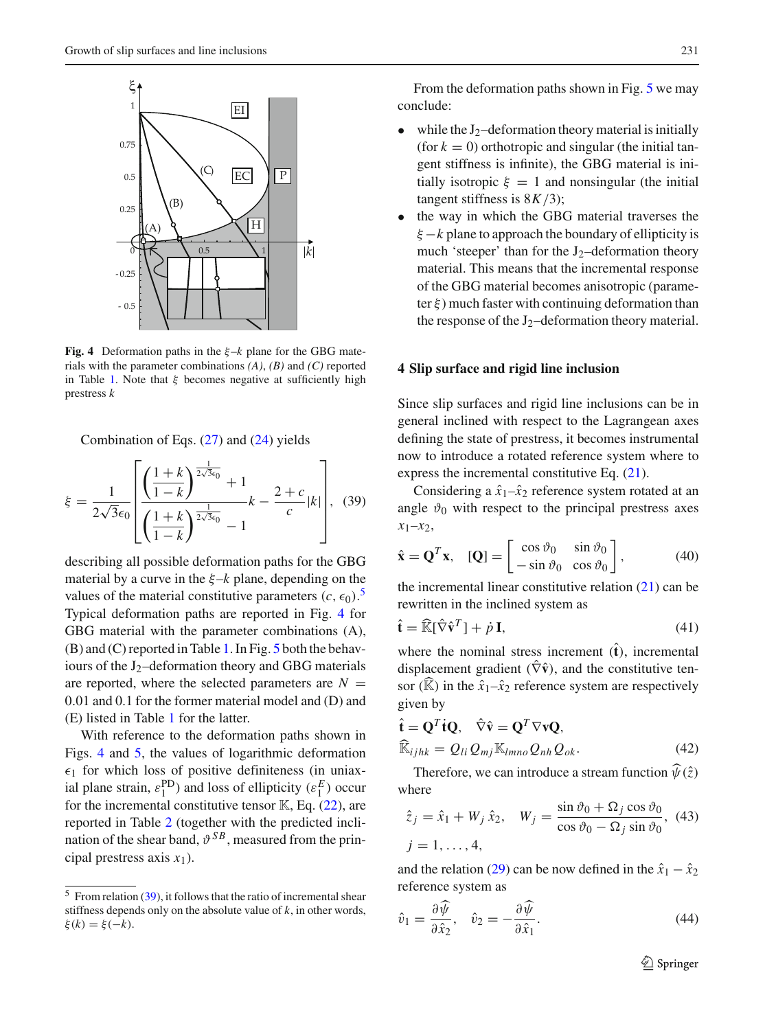**Fig. 4** Deformation paths in the $\xi$–$k$ plane for the GBG materials with the parameter combinations *(A)*, *(B)* and *(C)* reported in Table 1. Note that $\xi$ becomes negative at sufficiently high prestress $k$

Combination of Eqs. (27) and (24) yields

$$\xi = \frac{1}{2\sqrt{3}\epsilon_0}\left[\frac{\left(\frac{1+k}{1-k}\right)^{\frac{1}{2\sqrt{3}\epsilon_0}}+1}{\left(\frac{1+k}{1-k}\right)^{\frac{1}{2\sqrt{3}\epsilon_0}}-1}k - \frac{2+c}{c}|k|\right], \quad (39)$$

describing all possible deformation paths for the GBG material by a curve in the $\xi$–$k$ plane, depending on the values of the material constitutive parameters $(c, \epsilon_0)$.[5] Typical deformation paths are reported in Fig. 4 for GBG material with the parameter combinations (A), (B) and (C) reported in Table 1. In Fig. 5 both the behaviours of the $J_2$–deformation theory and GBG materials are reported, where the selected parameters are $N = 0.01$ and $0.1$ for the former material model and (D) and (E) listed in Table 1 for the latter.

With reference to the deformation paths shown in Figs. 4 and 5, the values of logarithmic deformation $\epsilon_1$ for which loss of positive definiteness (in uniaxial plane strain, $\varepsilon_1^{\text{PD}}$) and loss of ellipticity ($\varepsilon_1^{E}$) occur for the incremental constitutive tensor $\mathbb{K}$, Eq. (22), are reported in Table 2 (together with the predicted inclination of the shear band, $\vartheta^{SB}$, measured from the principal prestress axis $x_1$).

From the deformation paths shown in Fig. 5 we may conclude:

- while the $J_2$–deformation theory material is initially (for $k = 0$) orthotropic and singular (the initial tangent stiffness is infinite), the GBG material is initially isotropic $\xi = 1$ and nonsingular (the initial tangent stiffness is $8K/3$);
- the way in which the GBG material traverses the $\xi - k$ plane to approach the boundary of ellipticity is much 'steeper' than for the $J_2$–deformation theory material. This means that the incremental response of the GBG material becomes anisotropic (parameter $\xi$) much faster with continuing deformation than the response of the $J_2$–deformation theory material.

## 4 Slip surface and rigid line inclusion

Since slip surfaces and rigid line inclusions can be in general inclined with respect to the Lagrangean axes defining the state of prestress, it becomes instrumental now to introduce a rotated reference system where to express the incremental constitutive Eq. (21).

Considering a $\hat{x}_1$–$\hat{x}_2$ reference system rotated at an angle $\vartheta_0$ with respect to the principal prestress axes $x_1$–$x_2$,

$$\hat{\mathbf{x}} = \mathbf{Q}^T\mathbf{x}, \quad [\mathbf{Q}] = \begin{bmatrix} \cos\vartheta_0 & \sin\vartheta_0 \\ -\sin\vartheta_0 & \cos\vartheta_0 \end{bmatrix}, \quad (40)$$

the incremental linear constitutive relation (21) can be rewritten in the inclined system as

$$\hat{\dot{\mathbf{t}}} = \widehat{\mathbb{K}}[\hat{\nabla}\hat{\mathbf{v}}^T] + \dot{p}\,\mathbf{I}, \quad (41)$$

where the nominal stress increment ($\hat{\dot{\mathbf{t}}}$), incremental displacement gradient ($\hat{\nabla}\hat{\mathbf{v}}$), and the constitutive tensor ($\widehat{\mathbb{K}}$) in the $\hat{x}_1$–$\hat{x}_2$ reference system are respectively given by

$$\hat{\dot{\mathbf{t}}} = \mathbf{Q}^T\dot{\mathbf{t}}\mathbf{Q}, \quad \hat{\nabla}\hat{\mathbf{v}} = \mathbf{Q}^T\nabla\mathbf{v}\mathbf{Q},$$
$$\widehat{\mathbb{K}}_{ijhk} = Q_{li}Q_{mj}\mathbb{K}_{lmno}Q_{nh}Q_{ok}. \quad (42)$$

Therefore, we can introduce a stream function $\widehat{\psi}(\hat{z})$ where

$$\hat{z}_j = \hat{x}_1 + W_j\,\hat{x}_2, \quad W_j = \frac{\sin\vartheta_0 + \Omega_j\cos\vartheta_0}{\cos\vartheta_0 - \Omega_j\sin\vartheta_0}, \quad (43)$$
$$j = 1, \ldots, 4,$$

and the relation (29) can be now defined in the $\hat{x}_1 - \hat{x}_2$ reference system as

$$\hat{v}_1 = \frac{\partial\widehat{\psi}}{\partial\hat{x}_2}, \quad \hat{v}_2 = -\frac{\partial\widehat{\psi}}{\partial\hat{x}_1}. \quad (44)$$

[5] From relation (39), it follows that the ratio of incremental shear stiffness depends only on the absolute value of $k$, in other words, $\xi(k) = \xi(-k)$.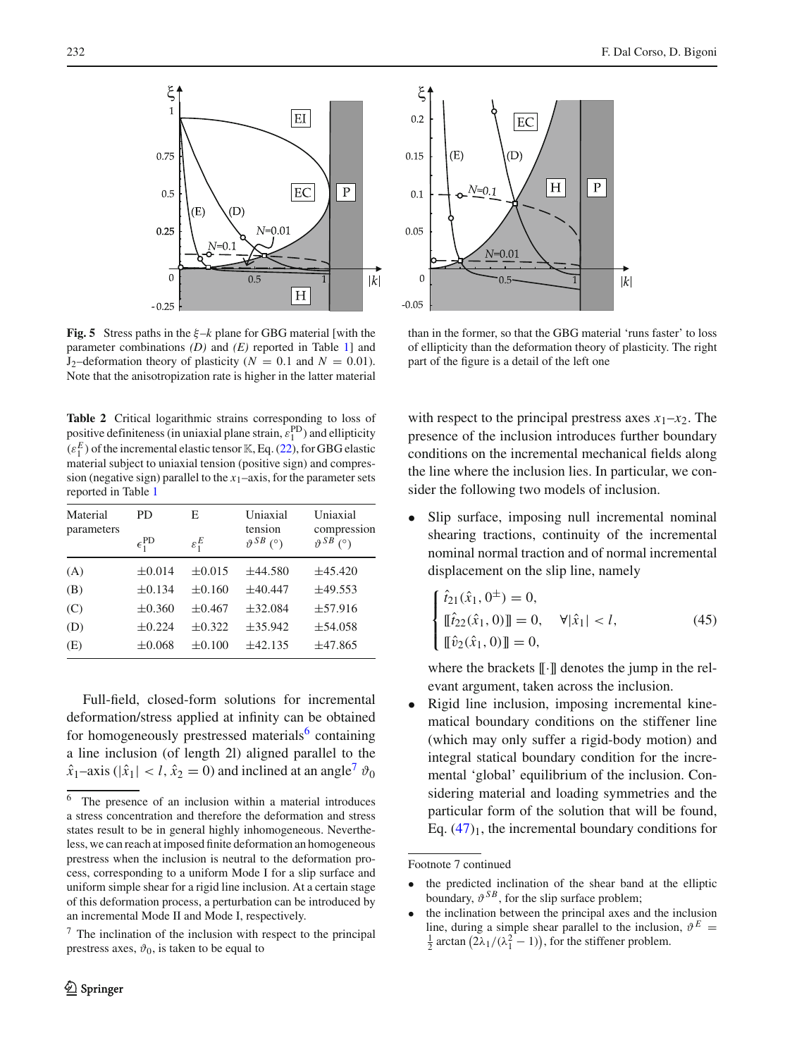**Fig. 5** Stress paths in the $\xi$–$k$ plane for GBG material [with the parameter combinations *(D)* and *(E)* reported in Table 1] and $J_2$–deformation theory of plasticity ($N = 0.1$ and $N = 0.01$). Note that the anisotropization rate is higher in the latter material than in the former, so that the GBG material 'runs faster' to loss of ellipticity than the deformation theory of plasticity. The right part of the figure is a detail of the left one

**Table 2** Critical logarithmic strains corresponding to loss of positive definiteness (in uniaxial plane strain, $\varepsilon_1^{\text{PD}}$) and ellipticity ($\varepsilon_1^E$) of the incremental elastic tensor $\mathbb{K}$, Eq. (22), for GBG elastic material subject to uniaxial tension (positive sign) and compression (negative sign) parallel to the $x_1$–axis, for the parameter sets reported in Table 1

| Material parameters | PD $\epsilon_1^{\text{PD}}$ | E $\varepsilon_1^E$ | Uniaxial tension $\vartheta^{SB}$ (°) | Uniaxial compression $\vartheta^{SB}$ (°) |
|---|---|---|---|---|
| (A) | ±0.014 | ±0.015 | ±44.580 | ±45.420 |
| (B) | ±0.134 | ±0.160 | ±40.447 | ±49.553 |
| (C) | ±0.360 | ±0.467 | ±32.084 | ±57.916 |
| (D) | ±0.224 | ±0.322 | ±35.942 | ±54.058 |
| (E) | ±0.068 | ±0.100 | ±42.135 | ±47.865 |

Full-field, closed-form solutions for incremental deformation/stress applied at infinity can be obtained for homogeneously prestressed materials[6] containing a line inclusion (of length 2l) aligned parallel to the $\hat{x}_1$–axis ($|\hat{x}_1| < l$, $\hat{x}_2 = 0$) and inclined at an angle[7] $\vartheta_0$ with respect to the principal prestress axes $x_1$–$x_2$. The presence of the inclusion introduces further boundary conditions on the incremental mechanical fields along the line where the inclusion lies. In particular, we consider the following two models of inclusion.

- Slip surface, imposing null incremental nominal shearing tractions, continuity of the incremental nominal normal traction and of normal incremental displacement on the slip line, namely

$$
\begin{cases}
\hat{t}_{21}(\hat{x}_1, 0^{\pm}) = 0, \\
[\![\hat{t}_{22}(\hat{x}_1, 0)]\!] = 0, \quad \forall |\hat{x}_1| < l, \\
[\![\hat{v}_2(\hat{x}_1, 0)]\!] = 0,
\end{cases}
\tag{45}
$$

  where the brackets $[\![\cdot]\!]$ denotes the jump in the relevant argument, taken across the inclusion.
- Rigid line inclusion, imposing incremental kinematical boundary conditions on the stiffener line (which may only suffer a rigid-body motion) and integral statical boundary condition for the incremental 'global' equilibrium of the inclusion. Considering material and loading symmetries and the particular form of the solution that will be found, Eq. $(47)_1$, the incremental boundary conditions for

[6] The presence of an inclusion within a material introduces a stress concentration and therefore the deformation and stress states result to be in general highly inhomogeneous. Nevertheless, we can reach at imposed finite deformation an homogeneous prestress when the inclusion is neutral to the deformation process, corresponding to a uniform Mode I for a slip surface and uniform simple shear for a rigid line inclusion. At a certain stage of this deformation process, a perturbation can be introduced by an incremental Mode II and Mode I, respectively.

[7] The inclination of the inclusion with respect to the principal prestress axes, $\vartheta_0$, is taken to be equal to

Footnote 7 continued

- the predicted inclination of the shear band at the elliptic boundary, $\vartheta^{SB}$, for the slip surface problem;
- the inclination between the principal axes and the inclusion line, during a simple shear parallel to the inclusion, $\vartheta^E = \frac{1}{2}\arctan\left(2\lambda_1/(\lambda_1^2 - 1)\right)$, for the stiffener problem.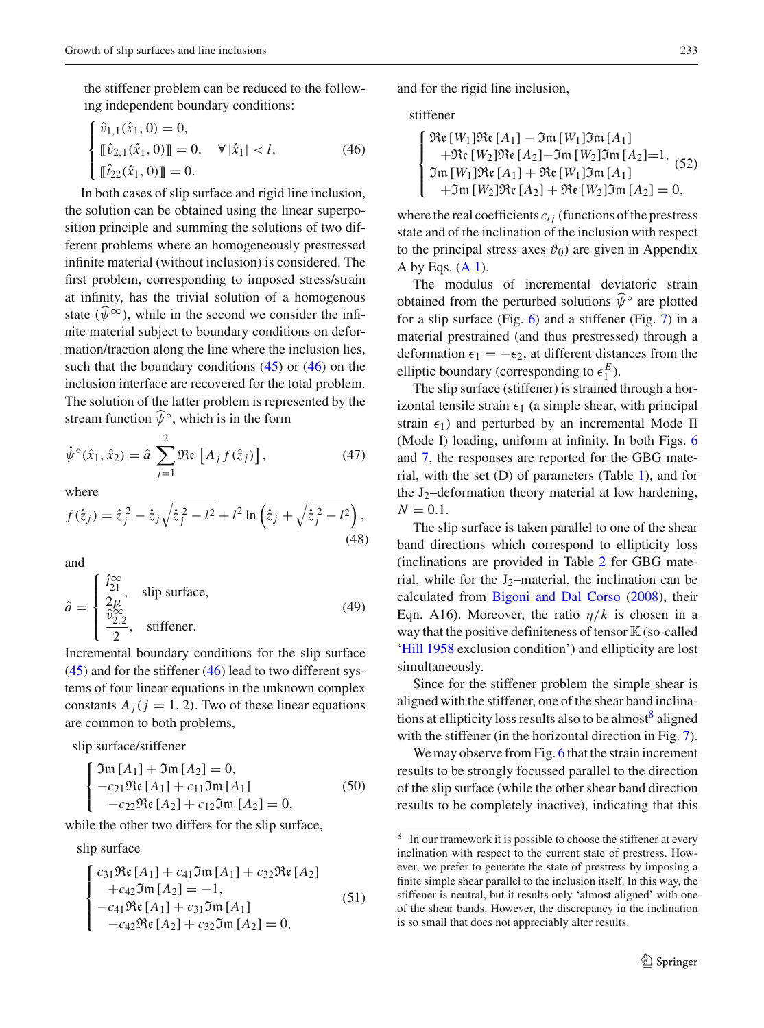the stiffener problem can be reduced to the following independent boundary conditions:

$$\begin{cases} \hat{v}_{1,1}(\hat{x}_1, 0) = 0, \\ [\![\hat{v}_{2,1}(\hat{x}_1, 0)]\!] = 0, \quad \forall |\hat{x}_1| < l, \\ [\![\dot{t}_{22}(\hat{x}_1, 0)]\!] = 0. \end{cases} \tag{46}$$

In both cases of slip surface and rigid line inclusion, the solution can be obtained using the linear superposition principle and summing the solutions of two different problems where an homogeneously prestressed infinite material (without inclusion) is considered. The first problem, corresponding to imposed stress/strain at infinity, has the trivial solution of a homogenous state ($\widehat{\psi}^{\infty}$), while in the second we consider the infinite material subject to boundary conditions on deformation/traction along the line where the inclusion lies, such that the boundary conditions (45) or (46) on the inclusion interface are recovered for the total problem. The solution of the latter problem is represented by the stream function $\widehat{\psi}^{\circ}$, which is in the form

$$\hat{\psi}^{\circ}(\hat{x}_1, \hat{x}_2) = \hat{a} \sum_{j=1}^{2} \mathfrak{Re}\left[A_j f(\hat{z}_j)\right], \tag{47}$$

where

$$f(\hat{z}_j) = \hat{z}_j^{\,2} - \hat{z}_j\sqrt{\hat{z}_j^{\,2} - l^2} + l^2 \ln\left(\hat{z}_j + \sqrt{\hat{z}_j^{\,2} - l^2}\right), \tag{48}$$

and

$$\hat{a} = \begin{cases} \dfrac{\dot{t}_{21}^{\infty}}{2\mu}, & \text{slip surface,} \\ \dfrac{\hat{v}_{2,2}^{\infty}}{2}, & \text{stiffener.} \end{cases} \tag{49}$$

Incremental boundary conditions for the slip surface (45) and for the stiffener (46) lead to two different systems of four linear equations in the unknown complex constants $A_j (j = 1, 2)$. Two of these linear equations are common to both problems,

slip surface/stiffener

$$\begin{cases} \mathfrak{Im}\,[A_1] + \mathfrak{Im}\,[A_2] = 0, \\ -c_{21}\mathfrak{Re}\,[A_1] + c_{11}\mathfrak{Im}\,[A_1] \\ \quad -c_{22}\mathfrak{Re}\,[A_2] + c_{12}\mathfrak{Im}\,[A_2] = 0, \end{cases} \tag{50}$$

while the other two differs for the slip surface,

slip surface

$$\begin{cases} c_{31}\mathfrak{Re}\,[A_1] + c_{41}\mathfrak{Im}\,[A_1] + c_{32}\mathfrak{Re}\,[A_2] \\ \quad +c_{42}\mathfrak{Im}\,[A_2] = -1, \\ -c_{41}\mathfrak{Re}\,[A_1] + c_{31}\mathfrak{Im}\,[A_1] \\ \quad -c_{42}\mathfrak{Re}\,[A_2] + c_{32}\mathfrak{Im}\,[A_2] = 0, \end{cases} \tag{51}$$

and for the rigid line inclusion,

stiffener

$$\begin{cases} \mathfrak{Re}\,[W_1]\mathfrak{Re}\,[A_1] - \mathfrak{Im}\,[W_1]\mathfrak{Im}\,[A_1] \\ \quad +\mathfrak{Re}\,[W_2]\mathfrak{Re}\,[A_2] - \mathfrak{Im}\,[W_2]\mathfrak{Im}\,[A_2] = 1, \\ \mathfrak{Im}\,[W_1]\mathfrak{Re}\,[A_1] + \mathfrak{Re}\,[W_1]\mathfrak{Im}\,[A_1] \\ \quad +\mathfrak{Im}\,[W_2]\mathfrak{Re}\,[A_2] + \mathfrak{Re}\,[W_2]\mathfrak{Im}\,[A_2] = 0, \end{cases} \tag{52}$$

where the real coefficients $c_{ij}$ (functions of the prestress state and of the inclination of the inclusion with respect to the principal stress axes $\vartheta_0$) are given in Appendix A by Eqs. (A 1).

The modulus of incremental deviatoric strain obtained from the perturbed solutions $\widehat{\psi}^{\circ}$ are plotted for a slip surface (Fig. 6) and a stiffener (Fig. 7) in a material prestrained (and thus prestressed) through a deformation $\epsilon_1 = -\epsilon_2$, at different distances from the elliptic boundary (corresponding to $\epsilon_1^E$).

The slip surface (stiffener) is strained through a horizontal tensile strain $\epsilon_1$ (a simple shear, with principal strain $\epsilon_1$) and perturbed by an incremental Mode II (Mode I) loading, uniform at infinity. In both Figs. 6 and 7, the responses are reported for the GBG material, with the set (D) of parameters (Table 1), and for the J$_2$–deformation theory material at low hardening, $N = 0.1$.

The slip surface is taken parallel to one of the shear band directions which correspond to ellipticity loss (inclinations are provided in Table 2 for GBG material, while for the J$_2$–material, the inclination can be calculated from Bigoni and Dal Corso (2008), their Eqn. A16). Moreover, the ratio $\eta/k$ is chosen in a way that the positive definiteness of tensor $\mathbb{K}$ (so-called 'Hill 1958 exclusion condition') and ellipticity are lost simultaneously.

Since for the stiffener problem the simple shear is aligned with the stiffener, one of the shear band inclinations at ellipticity loss results also to be almost[8] aligned with the stiffener (in the horizontal direction in Fig. 7).

We may observe from Fig. 6 that the strain increment results to be strongly focussed parallel to the direction of the slip surface (while the other shear band direction results to be completely inactive), indicating that this

[8] In our framework it is possible to choose the stiffener at every inclination with respect to the current state of prestress. However, we prefer to generate the state of prestress by imposing a finite simple shear parallel to the inclusion itself. In this way, the stiffener is neutral, but it results only 'almost aligned' with one of the shear bands. However, the discrepancy in the inclination is so small that does not appreciably alter results.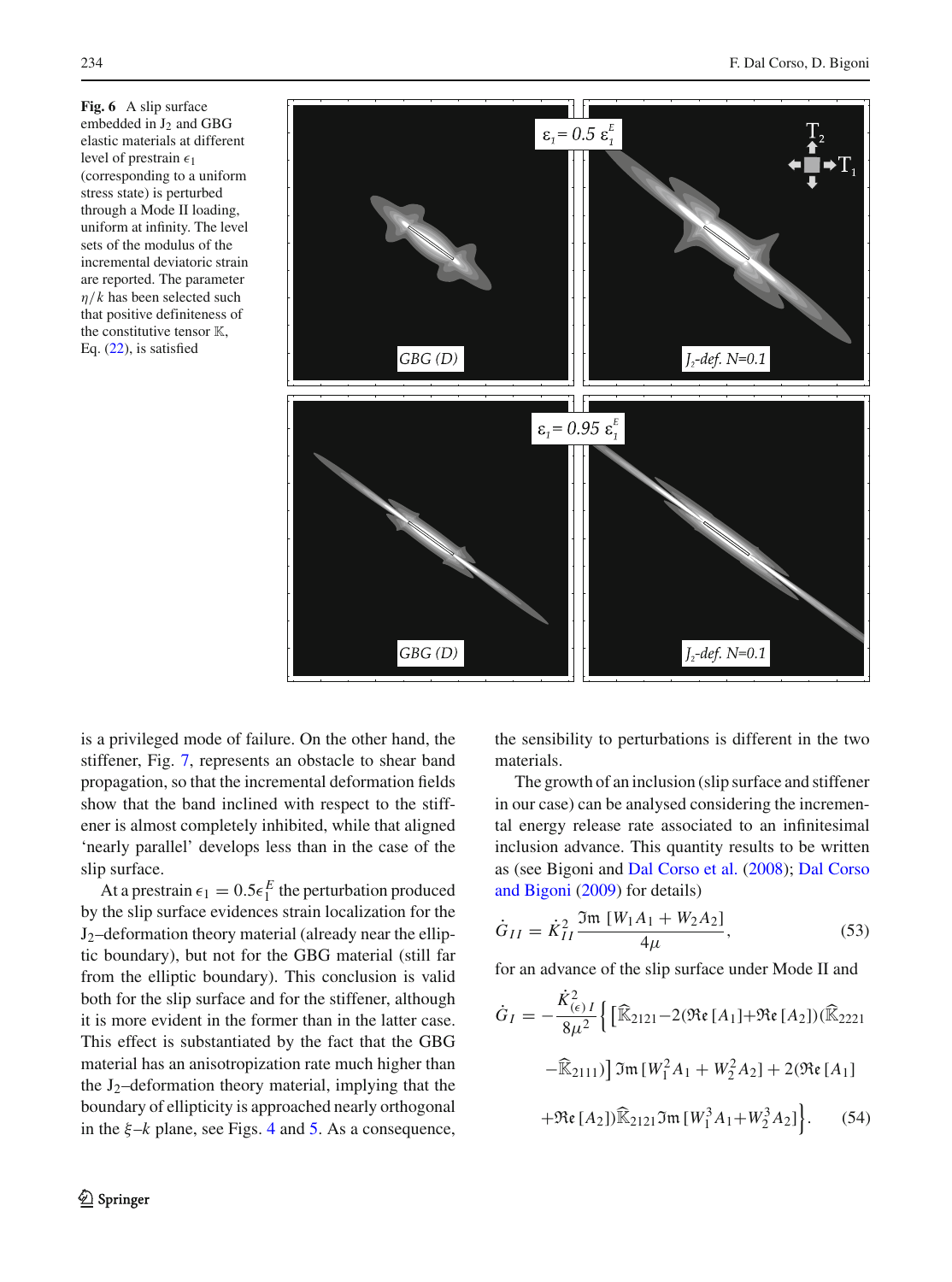**Fig. 6** A slip surface embedded in $J_2$ and GBG elastic materials at different level of prestrain $\epsilon_1$ (corresponding to a uniform stress state) is perturbed through a Mode II loading, uniform at infinity. The level sets of the modulus of the incremental deviatoric strain are reported. The parameter $\eta/k$ has been selected such that positive definiteness of the constitutive tensor $\mathbb{K}$, Eq. (22), is satisfied

is a privileged mode of failure. On the other hand, the stiffener, Fig. 7, represents an obstacle to shear band propagation, so that the incremental deformation fields show that the band inclined with respect to the stiffener is almost completely inhibited, while that aligned 'nearly parallel' develops less than in the case of the slip surface.

At a prestrain $\epsilon_1 = 0.5\epsilon_1^E$ the perturbation produced by the slip surface evidences strain localization for the $J_2$–deformation theory material (already near the elliptic boundary), but not for the GBG material (still far from the elliptic boundary). This conclusion is valid both for the slip surface and for the stiffener, although it is more evident in the former than in the latter case. This effect is substantiated by the fact that the GBG material has an anisotropization rate much higher than the $J_2$–deformation theory material, implying that the boundary of ellipticity is approached nearly orthogonal in the $\xi$–$k$ plane, see Figs. 4 and 5. As a consequence, the sensibility to perturbations is different in the two materials.

The growth of an inclusion (slip surface and stiffener in our case) can be analysed considering the incremental energy release rate associated to an infinitesimal inclusion advance. This quantity results to be written as (see Bigoni and Dal Corso et al. (2008); Dal Corso and Bigoni (2009) for details)

$$\dot{G}_{II} = \dot{K}_{II}^2 \frac{\Im\mathfrak{m}\,[W_1 A_1 + W_2 A_2]}{4\mu}, \tag{53}$$

for an advance of the slip surface under Mode II and

$$\dot{G}_{I} = -\frac{\dot{K}_{(\epsilon)I}^2}{8\mu^2}\Big\{\big[\widehat{\mathbb{K}}_{2121} - 2(\Re\mathfrak{e}\,[A_1] + \Re\mathfrak{e}\,[A_2])(\widehat{\mathbb{K}}_{2221} - \widehat{\mathbb{K}}_{2111})\big]\,\Im\mathfrak{m}\,[W_1^2 A_1 + W_2^2 A_2] + 2(\Re\mathfrak{e}\,[A_1] + \Re\mathfrak{e}\,[A_2])\widehat{\mathbb{K}}_{2121}\,\Im\mathfrak{m}\,[W_1^3 A_1 + W_2^3 A_2]\Big\}. \tag{54}$$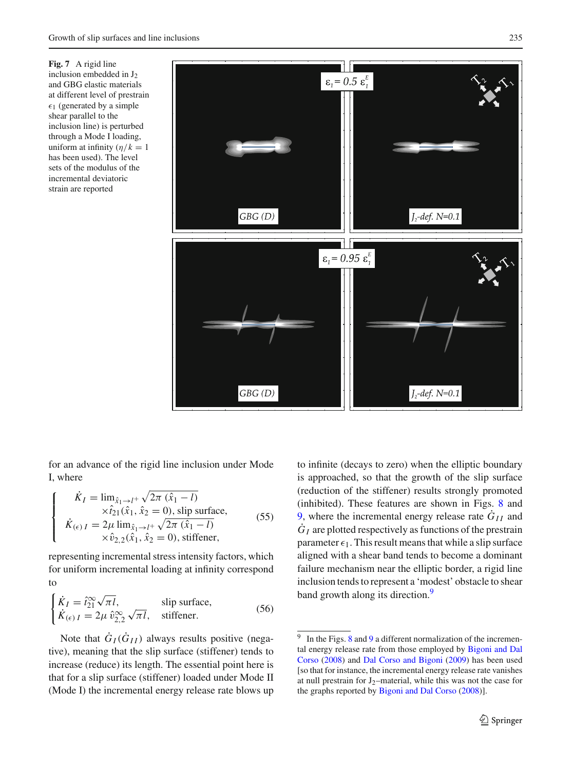**Fig. 7** A rigid line inclusion embedded in $J_2$ and GBG elastic materials at different level of prestrain $\epsilon_1$ (generated by a simple shear parallel to the inclusion line) is perturbed through a Mode I loading, uniform at infinity ($\eta/k = 1$ has been used). The level sets of the modulus of the incremental deviatoric strain are reported

for an advance of the rigid line inclusion under Mode I, where

$$
\begin{cases}
\dot{K}_I = \lim_{\hat{x}_1 \to l^+} \sqrt{2\pi\,(\hat{x}_1 - l)} \\
\qquad \times \hat{t}_{21}(\hat{x}_1, \hat{x}_2 = 0), \text{ slip surface,} \\
\dot{K}_{(\epsilon)\,I} = 2\mu \lim_{\hat{x}_1 \to l^+} \sqrt{2\pi\,(\hat{x}_1 - l)} \\
\qquad \times \hat{v}_{2,2}(\hat{x}_1, \hat{x}_2 = 0), \text{ stiffener,}
\end{cases}
\tag{55}
$$

representing incremental stress intensity factors, which for uniform incremental loading at infinity correspond to

$$
\begin{cases}
\dot{K}_I = \hat{t}_{21}^{\infty} \sqrt{\pi l}, & \text{slip surface,} \\
\dot{K}_{(\epsilon)\,I} = 2\mu\, \hat{v}_{2,2}^{\infty} \sqrt{\pi l}, & \text{stiffener.}
\end{cases}
\tag{56}
$$

Note that $\dot{G}_I(\dot{G}_{II})$ always results positive (negative), meaning that the slip surface (stiffener) tends to increase (reduce) its length. The essential point here is that for a slip surface (stiffener) loaded under Mode II (Mode I) the incremental energy release rate blows up to infinite (decays to zero) when the elliptic boundary is approached, so that the growth of the slip surface (reduction of the stiffener) results strongly promoted (inhibited). These features are shown in Figs. 8 and 9, where the incremental energy release rate $\dot{G}_{II}$ and $\dot{G}_I$ are plotted respectively as functions of the prestrain parameter $\epsilon_1$. This result means that while a slip surface aligned with a shear band tends to become a dominant failure mechanism near the elliptic border, a rigid line inclusion tends to represent a 'modest' obstacle to shear band growth along its direction.[9]

[9] In the Figs. 8 and 9 a different normalization of the incremental energy release rate from those employed by Bigoni and Dal Corso (2008) and Dal Corso and Bigoni (2009) has been used [so that for instance, the incremental energy release rate vanishes at null prestrain for $J_2$–material, while this was not the case for the graphs reported by Bigoni and Dal Corso (2008)].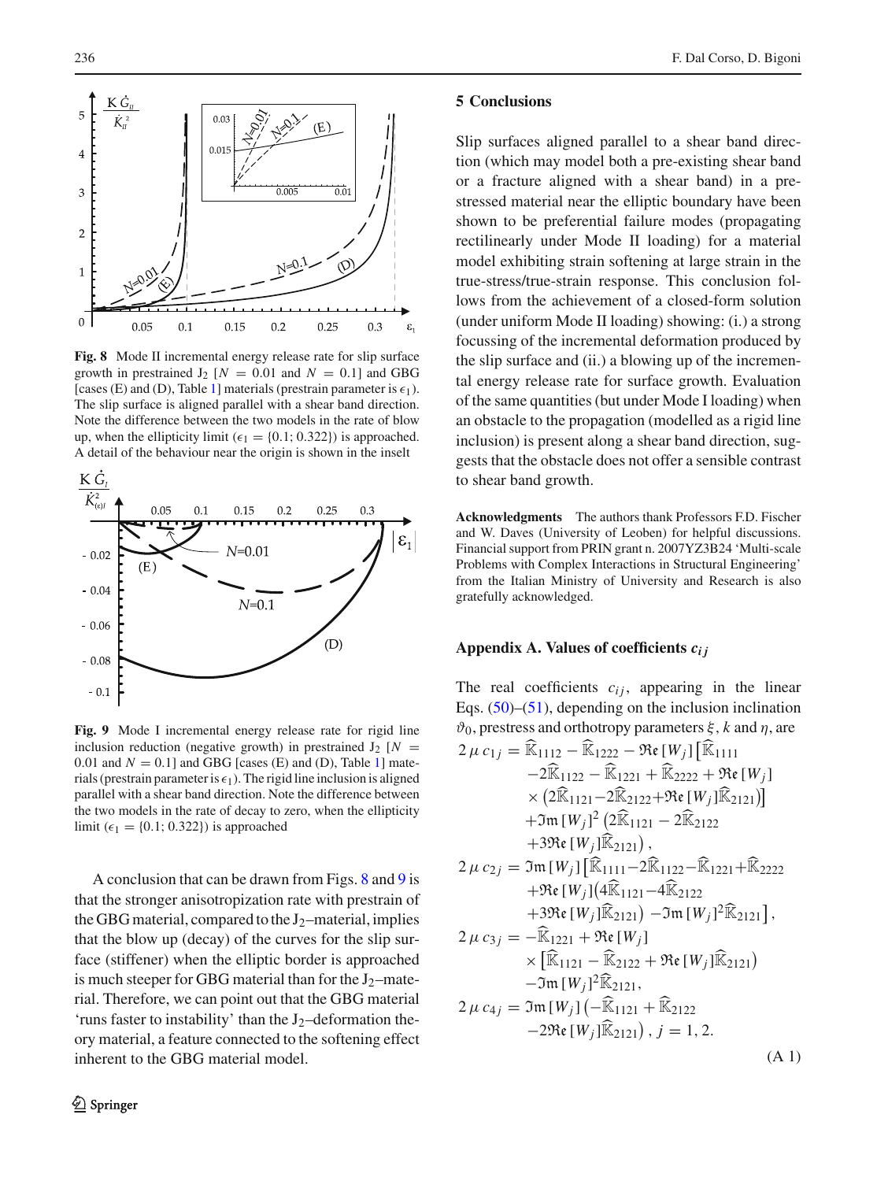Fig. 8 Mode II incremental energy release rate for slip surface growth in prestrained $J_2$ [$N = 0.01$ and $N = 0.1$] and GBG [cases (E) and (D), Table 1] materials (prestrain parameter is $\epsilon_1$). The slip surface is aligned parallel with a shear band direction. Note the difference between the two models in the rate of blow up, when the ellipticity limit ($\epsilon_1 = \{0.1; 0.322\}$) is approached. A detail of the behaviour near the origin is shown in the inselt

Fig. 9 Mode I incremental energy release rate for rigid line inclusion reduction (negative growth) in prestrained $J_2$ [$N = 0.01$ and $N = 0.1$] and GBG [cases (E) and (D), Table 1] materials (prestrain parameter is $\epsilon_1$). The rigid line inclusion is aligned parallel with a shear band direction. Note the difference between the two models in the rate of decay to zero, when the ellipticity limit ($\epsilon_1 = \{0.1; 0.322\}$) is approached

A conclusion that can be drawn from Figs. 8 and 9 is that the stronger anisotropization rate with prestrain of the GBG material, compared to the $J_2$–material, implies that the blow up (decay) of the curves for the slip surface (stiffener) when the elliptic border is approached is much steeper for GBG material than for the $J_2$–material. Therefore, we can point out that the GBG material 'runs faster to instability' than the $J_2$–deformation theory material, a feature connected to the softening effect inherent to the GBG material model.

## 5 Conclusions

Slip surfaces aligned parallel to a shear band direction (which may model both a pre-existing shear band or a fracture aligned with a shear band) in a prestressed material near the elliptic boundary have been shown to be preferential failure modes (propagating rectilinearly under Mode II loading) for a material model exhibiting strain softening at large strain in the true-stress/true-strain response. This conclusion follows from the achievement of a closed-form solution (under uniform Mode II loading) showing: (i.) a strong focussing of the incremental deformation produced by the slip surface and (ii.) a blowing up of the incremental energy release rate for surface growth. Evaluation of the same quantities (but under Mode I loading) when an obstacle to the propagation (modelled as a rigid line inclusion) is present along a shear band direction, suggests that the obstacle does not offer a sensible contrast to shear band growth.

**Acknowledgments** The authors thank Professors F.D. Fischer and W. Daves (University of Leoben) for helpful discussions. Financial support from PRIN grant n. 2007YZ3B24 'Multi-scale Problems with Complex Interactions in Structural Engineering' from the Italian Ministry of University and Research is also gratefully acknowledged.

## Appendix A. Values of coefficients $c_{ij}$

The real coefficients $c_{ij}$, appearing in the linear Eqs. (50)–(51), depending on the inclusion inclination $\vartheta_0$, prestress and orthotropy parameters $\xi$, $k$ and $\eta$, are

$$
\begin{aligned}
2\,\mu\, c_{1j} =\; & \widehat{\mathbb{K}}_{1112} - \widehat{\mathbb{K}}_{1222} - \Re\mathrm{e}\,[W_j]\big[\widehat{\mathbb{K}}_{1111} \\
& -2\widehat{\mathbb{K}}_{1122} - \widehat{\mathbb{K}}_{1221} + \widehat{\mathbb{K}}_{2222} + \Re\mathrm{e}\,[W_j] \\
& \times \big(2\widehat{\mathbb{K}}_{1121} - 2\widehat{\mathbb{K}}_{2122} + \Re\mathrm{e}\,[W_j]\widehat{\mathbb{K}}_{2121}\big)\big] \\
& + \Im\mathrm{m}\,[W_j]^2\,\big(2\widehat{\mathbb{K}}_{1121} - 2\widehat{\mathbb{K}}_{2122} \\
& + 3\Re\mathrm{e}\,[W_j]\widehat{\mathbb{K}}_{2121}\big)\,,\\
2\,\mu\, c_{2j} =\; & \Im\mathrm{m}\,[W_j]\big[\widehat{\mathbb{K}}_{1111} - 2\widehat{\mathbb{K}}_{1122} - \widehat{\mathbb{K}}_{1221} + \widehat{\mathbb{K}}_{2222} \\
& + \Re\mathrm{e}\,[W_j]\big(4\widehat{\mathbb{K}}_{1121} - 4\widehat{\mathbb{K}}_{2122} \\
& + 3\Re\mathrm{e}\,[W_j]\widehat{\mathbb{K}}_{2121}\big) - \Im\mathrm{m}\,[W_j]^2\widehat{\mathbb{K}}_{2121}\big]\,,\\
2\,\mu\, c_{3j} =\; & -\widehat{\mathbb{K}}_{1221} + \Re\mathrm{e}\,[W_j] \\
& \times \big[\widehat{\mathbb{K}}_{1121} - \widehat{\mathbb{K}}_{2122} + \Re\mathrm{e}\,[W_j]\widehat{\mathbb{K}}_{2121}\big) \\
& - \Im\mathrm{m}\,[W_j]^2\widehat{\mathbb{K}}_{2121},\\
2\,\mu\, c_{4j} =\; & \Im\mathrm{m}\,[W_j]\big(-\widehat{\mathbb{K}}_{1121} + \widehat{\mathbb{K}}_{2122} \\
& - 2\Re\mathrm{e}\,[W_j]\widehat{\mathbb{K}}_{2121}\big)\,,\; j = 1, 2.
\end{aligned}
\tag{A 1}
$$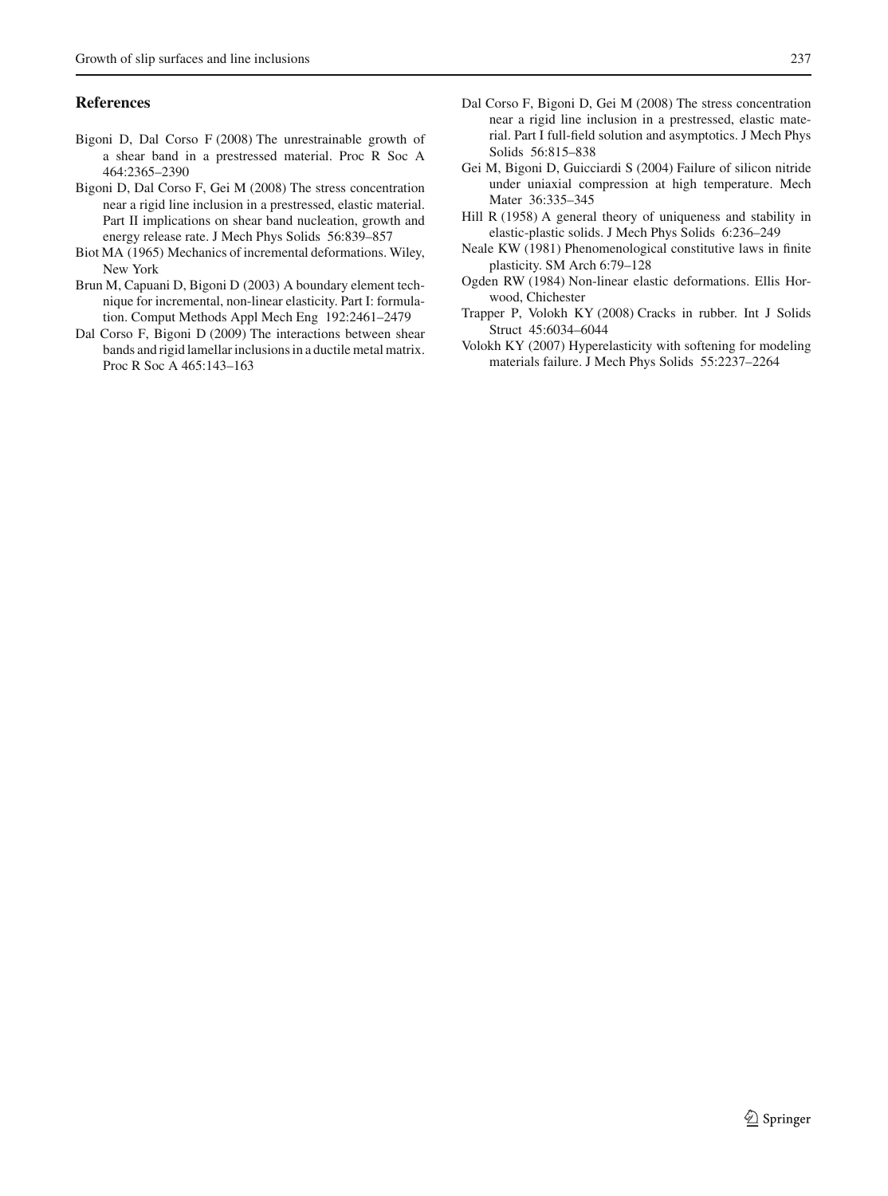## References

Bigoni D, Dal Corso F (2008) The unrestrainable growth of a shear band in a prestressed material. Proc R Soc A 464:2365–2390

Bigoni D, Dal Corso F, Gei M (2008) The stress concentration near a rigid line inclusion in a prestressed, elastic material. Part II implications on shear band nucleation, growth and energy release rate. J Mech Phys Solids 56:839–857

Biot MA (1965) Mechanics of incremental deformations. Wiley, New York

Brun M, Capuani D, Bigoni D (2003) A boundary element technique for incremental, non-linear elasticity. Part I: formulation. Comput Methods Appl Mech Eng 192:2461–2479

Dal Corso F, Bigoni D (2009) The interactions between shear bands and rigid lamellar inclusions in a ductile metal matrix. Proc R Soc A 465:143–163

Dal Corso F, Bigoni D, Gei M (2008) The stress concentration near a rigid line inclusion in a prestressed, elastic material. Part I full-field solution and asymptotics. J Mech Phys Solids 56:815–838

Gei M, Bigoni D, Guicciardi S (2004) Failure of silicon nitride under uniaxial compression at high temperature. Mech Mater 36:335–345

Hill R (1958) A general theory of uniqueness and stability in elastic-plastic solids. J Mech Phys Solids 6:236–249

Neale KW (1981) Phenomenological constitutive laws in finite plasticity. SM Arch 6:79–128

Ogden RW (1984) Non-linear elastic deformations. Ellis Horwood, Chichester

Trapper P, Volokh KY (2008) Cracks in rubber. Int J Solids Struct 45:6034–6044

Volokh KY (2007) Hyperelasticity with softening for modeling materials failure. J Mech Phys Solids 55:2237–2264